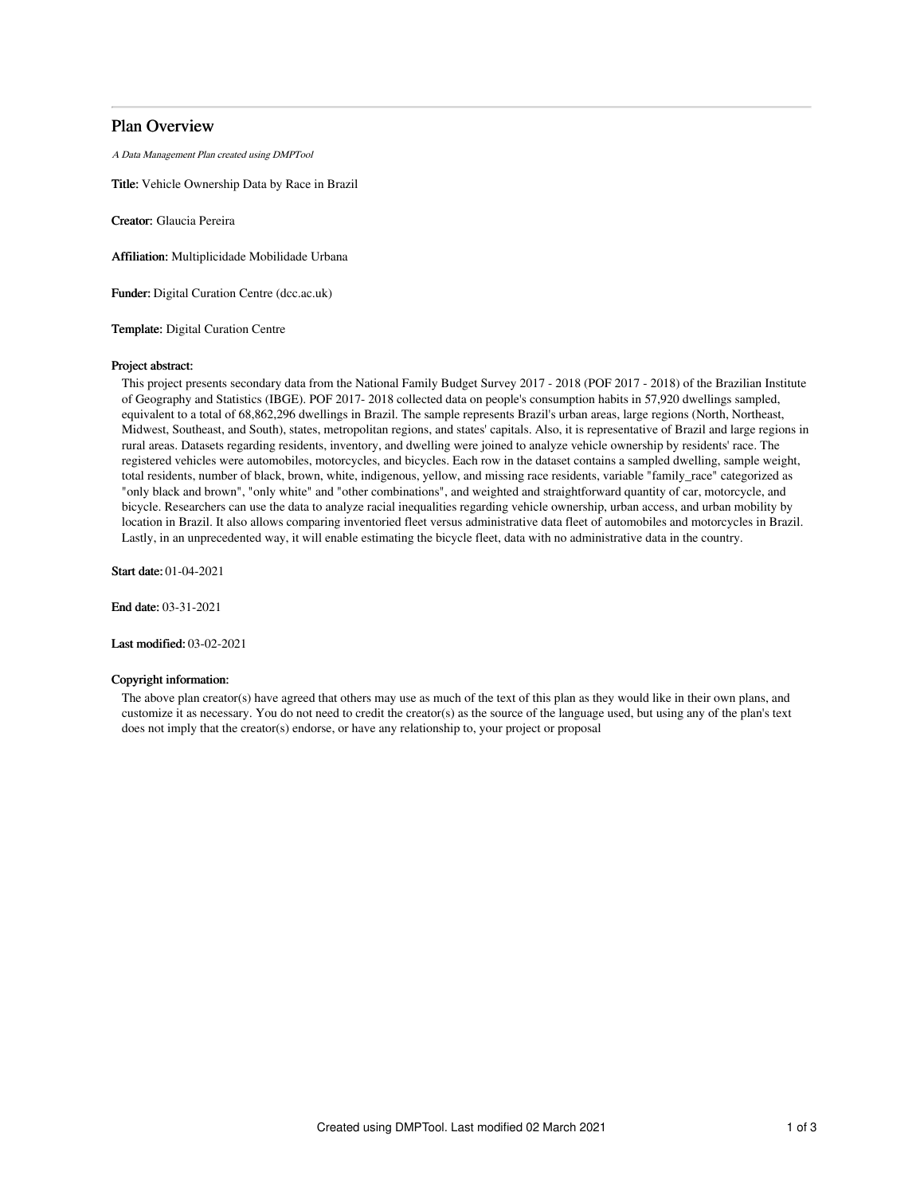# Plan Overview

*A Data Management Plan created using DMPTool*

**Title:** Vehicle Ownership Data by Race in Brazil

**Creator:** Glaucia Pereira

**Affiliation:** Multiplicidade Mobilidade Urbana

**Funder:** Digital Curation Centre (dcc.ac.uk)

**Template:** Digital Curation Centre

**Project abstract:**

This project presents secondary data from the National Family Budget Survey 2017 - 2018 (POF 2017 - 2018) of the Brazilian Institute of Geography and Statistics (IBGE). POF 2017- 2018 collected data on people's consumption habits in 57,920 dwellings sampled, equivalent to a total of 68,862,296 dwellings in Brazil. The sample represents Brazil's urban areas, large regions (North, Northeast, Midwest, Southeast, and South), states, metropolitan regions, and states' capitals. Also, it is representative of Brazil and large regions in rural areas. Datasets regarding residents, inventory, and dwelling were joined to analyze vehicle ownership by residents' race. The registered vehicles were automobiles, motorcycles, and bicycles. Each row in the dataset contains a sampled dwelling, sample weight, total residents, number of black, brown, white, indigenous, yellow, and missing race residents, variable "family_race" categorized as "only black and brown", "only white" and "other combinations", and weighted and straightforward quantity of car, motorcycle, and bicycle. Researchers can use the data to analyze racial inequalities regarding vehicle ownership, urban access, and urban mobility by location in Brazil. It also allows comparing inventoried fleet versus administrative data fleet of automobiles and motorcycles in Brazil. Lastly, in an unprecedented way, it will enable estimating the bicycle fleet, data with no administrative data in the country.

**Start date:** 01-04-2021

**End date:** 03-31-2021

**Last modified:** 03-02-2021

**Copyright information:**

The above plan creator(s) have agreed that others may use as much of the text of this plan as they would like in their own plans, and customize it as necessary. You do not need to credit the creator(s) as the source of the language used, but using any of the plan's text does not imply that the creator(s) endorse, or have any relationship to, your project or proposal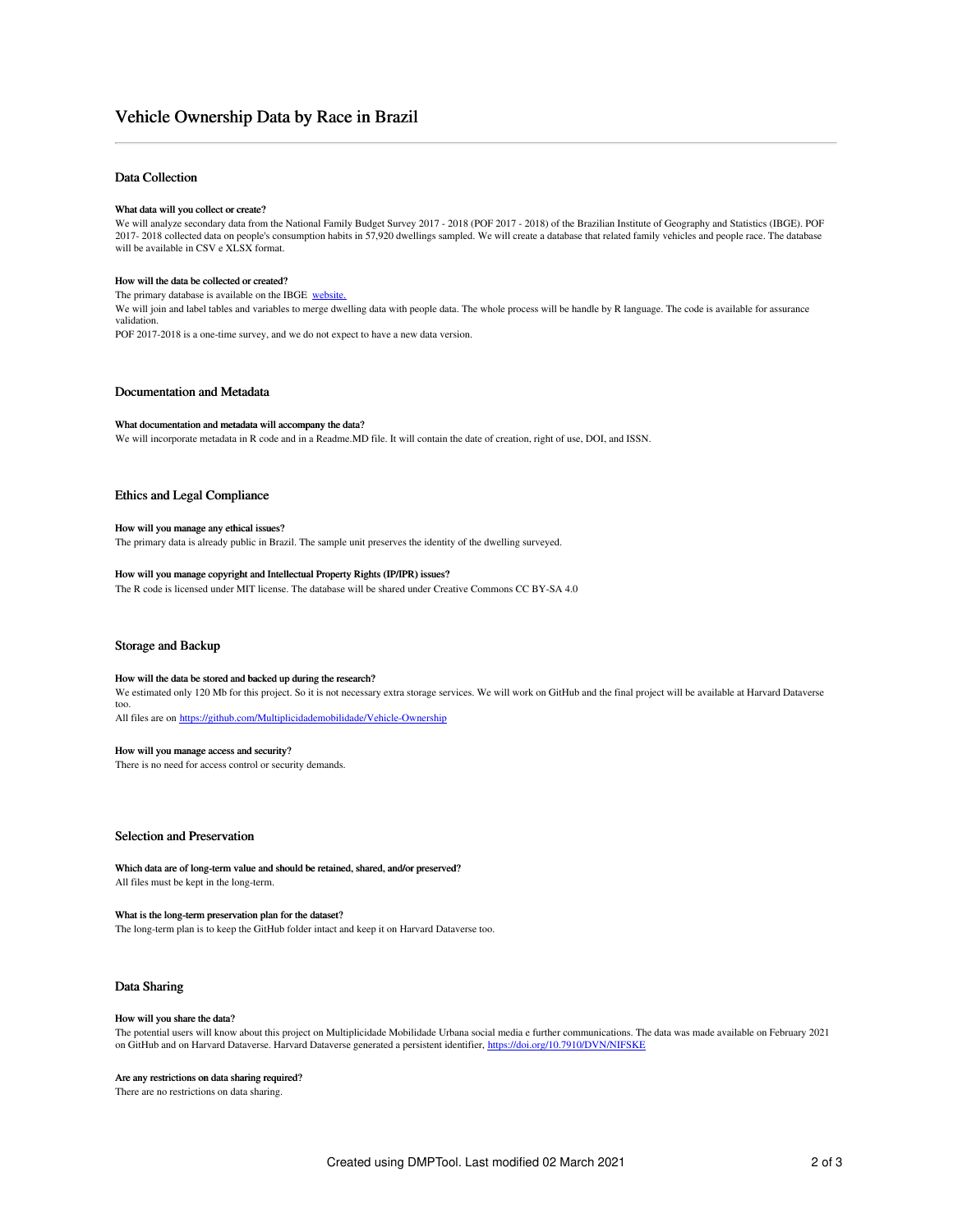# Vehicle Ownership Data by Race in Brazil

## Data Collection

### What data will you collect or create?

We will analyze secondary data from the National Family Budget Survey 2017 - 2018 (POF 2017 - 2018) of the Brazilian Institute of Geography and Statistics (IBGE). POF 2017- 2018 collected data on people's consumption habits in 57,920 dwellings sampled. We will create a database that related family vehicles and people race. The database will be available in CSV e XLSX format.

### How will the data be collected or created?

The primary database is available on the IBGE website.

We will join and label tables and variables to merge dwelling data with people data. The whole process will be handle by R language. The code is available for assurance validation.

POF 2017-2018 is a one-time survey, and we do not expect to have a new data version.

## Documentation and Metadata

### What documentation and metadata will accompany the data?

We will incorporate metadata in R code and in a Readme.MD file. It will contain the date of creation, right of use, DOI, and ISSN.

## Ethics and Legal Compliance

### How will you manage any ethical issues?

The primary data is already public in Brazil. The sample unit preserves the identity of the dwelling surveyed.

### How will you manage copyright and Intellectual Property Rights (IP/IPR) issues?

The R code is licensed under MIT license. The database will be shared under Creative Commons CC BY-SA 4.0

## Storage and Backup

### How will the data be stored and backed up during the research?

We estimated only 120 Mb for this project. So it is not necessary extra storage services. We will work on GitHub and the final project will be available at Harvard Dataverse too.

All files are on https://github.com/Multiplicidademobilidade/Vehicle-Ownership

### How will you manage access and security?

There is no need for access control or security demands.

## Selection and Preservation

### Which data are of long-term value and should be retained, shared, and/or preserved?

All files must be kept in the long-term.

### What is the long-term preservation plan for the dataset?

The long-term plan is to keep the GitHub folder intact and keep it on Harvard Dataverse too.

## Data Sharing

### How will you share the data?

The potential users will know about this project on Multiplicidade Mobilidade Urbana social media e further communications. The data was made available on February 2021 on GitHub and on Harvard Dataverse. Harvard Dataverse generated a persistent identifier, https://doi.org/10.7910/DVN/NIFSKE

### Are any restrictions on data sharing required?

There are no restrictions on data sharing.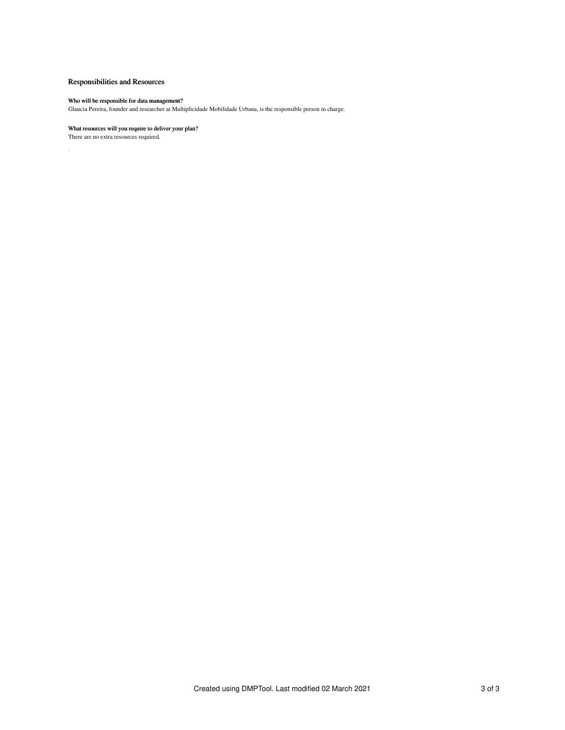## Responsibilities and Resources

**Who will be responsible for data management?**

Glaucia Pereira, founder and researcher at Multiplicidade Mobilidade Urbana, is the responsible person in charge.

**What resources will you require to deliver your plan?**

There are no extra resources required.